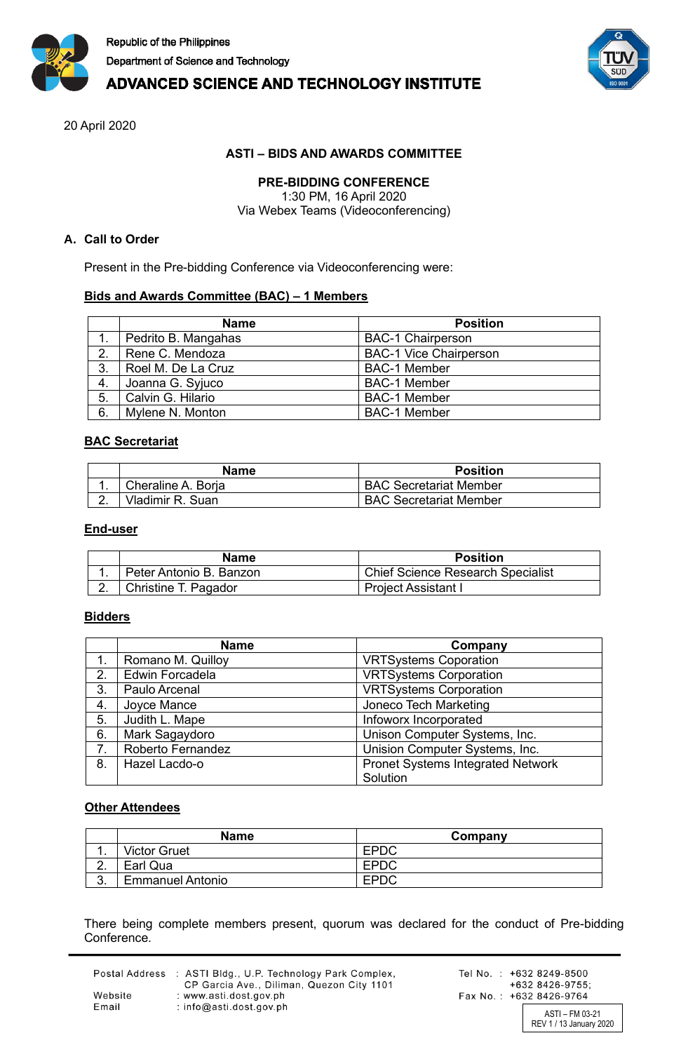Republic of the Philippines
Department of Science and Technology
**ADVANCED SCIENCE AND TECHNOLOGY INSTITUTE**

20 April 2020

**ASTI – BIDS AND AWARDS COMMITTEE**

**PRE-BIDDING CONFERENCE**
1:30 PM, 16 April 2020
Via Webex Teams (Videoconferencing)

## A. Call to Order

Present in the Pre-bidding Conference via Videoconferencing were:

**Bids and Awards Committee (BAC) – 1 Members**

| | Name | Position |
|---|---|---|
| 1. | Pedrito B. Mangahas | BAC-1 Chairperson |
| 2. | Rene C. Mendoza | BAC-1 Vice Chairperson |
| 3. | Roel M. De La Cruz | BAC-1 Member |
| 4. | Joanna G. Syjuco | BAC-1 Member |
| 5. | Calvin G. Hilario | BAC-1 Member |
| 6. | Mylene N. Monton | BAC-1 Member |

**BAC Secretariat**

| | Name | Position |
|---|---|---|
| 1. | Cheraline A. Borja | BAC Secretariat Member |
| 2. | Vladimir R. Suan | BAC Secretariat Member |

**End-user**

| | Name | Position |
|---|---|---|
| 1. | Peter Antonio B. Banzon | Chief Science Research Specialist |
| 2. | Christine T. Pagador | Project Assistant I |

**Bidders**

| | Name | Company |
|---|---|---|
| 1. | Romano M. Quilloy | VRTSystems Coporation |
| 2. | Edwin Forcadela | VRTSystems Corporation |
| 3. | Paulo Arcenal | VRTSystems Corporation |
| 4. | Joyce Mance | Joneco Tech Marketing |
| 5. | Judith L. Mape | Infoworx Incorporated |
| 6. | Mark Sagaydoro | Unison Computer Systems, Inc. |
| 7. | Roberto Fernandez | Unision Computer Systems, Inc. |
| 8. | Hazel Lacdo-o | Pronet Systems Integrated Network Solution |

**Other Attendees**

| | Name | Company |
|---|---|---|
| 1. | Victor Gruet | EPDC |
| 2. | Earl Qua | EPDC |
| 3. | Emmanuel Antonio | EPDC |

There being complete members present, quorum was declared for the conduct of Pre-bidding Conference.

Postal Address : ASTI Bldg., U.P. Technology Park Complex, CP Garcia Ave., Diliman, Quezon City 1101
Website : www.asti.dost.gov.ph
Email : info@asti.dost.gov.ph
Tel No. : +632 8249-8500 +632 8426-9755;
Fax No. : +632 8426-9764

ASTI – FM 03-21
REV 1 / 13 January 2020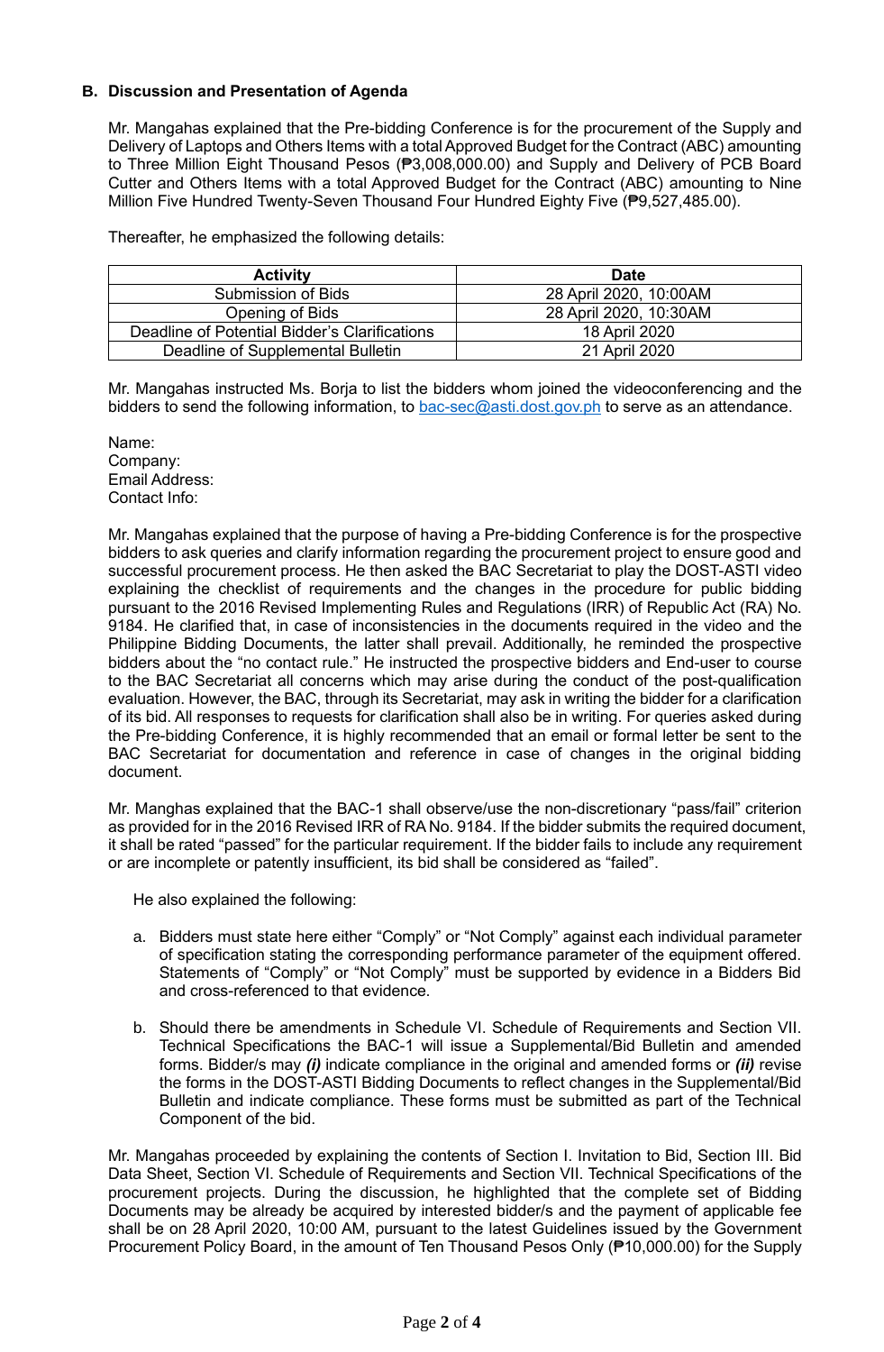## B. Discussion and Presentation of Agenda

Mr. Mangahas explained that the Pre-bidding Conference is for the procurement of the Supply and Delivery of Laptops and Others Items with a total Approved Budget for the Contract (ABC) amounting to Three Million Eight Thousand Pesos (₱3,008,000.00) and Supply and Delivery of PCB Board Cutter and Others Items with a total Approved Budget for the Contract (ABC) amounting to Nine Million Five Hundred Twenty-Seven Thousand Four Hundred Eighty Five (₱9,527,485.00).

Thereafter, he emphasized the following details:

| Activity | Date |
|---|---|
| Submission of Bids | 28 April 2020, 10:00AM |
| Opening of Bids | 28 April 2020, 10:30AM |
| Deadline of Potential Bidder's Clarifications | 18 April 2020 |
| Deadline of Supplemental Bulletin | 21 April 2020 |

Mr. Mangahas instructed Ms. Borja to list the bidders whom joined the videoconferencing and the bidders to send the following information, to bac-sec@asti.dost.gov.ph to serve as an attendance.

Name:
Company:
Email Address:
Contact Info:

Mr. Mangahas explained that the purpose of having a Pre-bidding Conference is for the prospective bidders to ask queries and clarify information regarding the procurement project to ensure good and successful procurement process. He then asked the BAC Secretariat to play the DOST-ASTI video explaining the checklist of requirements and the changes in the procedure for public bidding pursuant to the 2016 Revised Implementing Rules and Regulations (IRR) of Republic Act (RA) No. 9184. He clarified that, in case of inconsistencies in the documents required in the video and the Philippine Bidding Documents, the latter shall prevail. Additionally, he reminded the prospective bidders about the "no contact rule." He instructed the prospective bidders and End-user to course to the BAC Secretariat all concerns which may arise during the conduct of the post-qualification evaluation. However, the BAC, through its Secretariat, may ask in writing the bidder for a clarification of its bid. All responses to requests for clarification shall also be in writing. For queries asked during the Pre-bidding Conference, it is highly recommended that an email or formal letter be sent to the BAC Secretariat for documentation and reference in case of changes in the original bidding document.

Mr. Manghas explained that the BAC-1 shall observe/use the non-discretionary "pass/fail" criterion as provided for in the 2016 Revised IRR of RA No. 9184. If the bidder submits the required document, it shall be rated "passed" for the particular requirement. If the bidder fails to include any requirement or are incomplete or patently insufficient, its bid shall be considered as "failed".

He also explained the following:

a. Bidders must state here either "Comply" or "Not Comply" against each individual parameter of specification stating the corresponding performance parameter of the equipment offered. Statements of "Comply" or "Not Comply" must be supported by evidence in a Bidders Bid and cross-referenced to that evidence.

b. Should there be amendments in Schedule VI. Schedule of Requirements and Section VII. Technical Specifications the BAC-1 will issue a Supplemental/Bid Bulletin and amended forms. Bidder/s may ***(i)*** indicate compliance in the original and amended forms or ***(ii)*** revise the forms in the DOST-ASTI Bidding Documents to reflect changes in the Supplemental/Bid Bulletin and indicate compliance. These forms must be submitted as part of the Technical Component of the bid.

Mr. Mangahas proceeded by explaining the contents of Section I. Invitation to Bid, Section III. Bid Data Sheet, Section VI. Schedule of Requirements and Section VII. Technical Specifications of the procurement projects. During the discussion, he highlighted that the complete set of Bidding Documents may be already be acquired by interested bidder/s and the payment of applicable fee shall be on 28 April 2020, 10:00 AM, pursuant to the latest Guidelines issued by the Government Procurement Policy Board, in the amount of Ten Thousand Pesos Only (₱10,000.00) for the Supply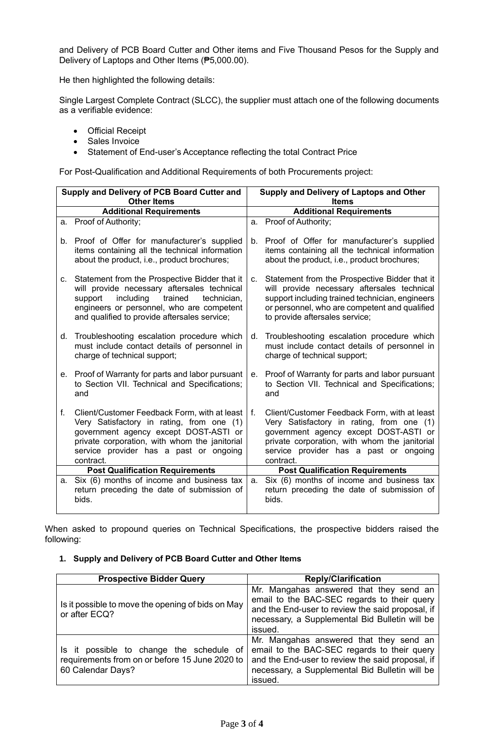and Delivery of PCB Board Cutter and Other items and Five Thousand Pesos for the Supply and Delivery of Laptops and Other Items (₱5,000.00).

He then highlighted the following details:

Single Largest Complete Contract (SLCC), the supplier must attach one of the following documents as a verifiable evidence:

- Official Receipt
- Sales Invoice
- Statement of End-user's Acceptance reflecting the total Contract Price

For Post-Qualification and Additional Requirements of both Procurements project:

| Supply and Delivery of PCB Board Cutter and Other Items | Supply and Delivery of Laptops and Other Items |
|---|---|
| **Additional Requirements** | **Additional Requirements** |
| a. Proof of Authority; | a. Proof of Authority; |
| b. Proof of Offer for manufacturer's supplied items containing all the technical information about the product, i.e., product brochures; | b. Proof of Offer for manufacturer's supplied items containing all the technical information about the product, i.e., product brochures; |
| c. Statement from the Prospective Bidder that it will provide necessary aftersales technical support including trained technician, engineers or personnel, who are competent and qualified to provide aftersales service; | c. Statement from the Prospective Bidder that it will provide necessary aftersales technical support including trained technician, engineers or personnel, who are competent and qualified to provide aftersales service; |
| d. Troubleshooting escalation procedure which must include contact details of personnel in charge of technical support; | d. Troubleshooting escalation procedure which must include contact details of personnel in charge of technical support; |
| e. Proof of Warranty for parts and labor pursuant to Section VII. Technical and Specifications; and | e. Proof of Warranty for parts and labor pursuant to Section VII. Technical and Specifications; and |
| f. Client/Customer Feedback Form, with at least Very Satisfactory in rating, from one (1) government agency except DOST-ASTI or private corporation, with whom the janitorial service provider has a past or ongoing contract. | f. Client/Customer Feedback Form, with at least Very Satisfactory in rating, from one (1) government agency except DOST-ASTI or private corporation, with whom the janitorial service provider has a past or ongoing contract. |
| **Post Qualification Requirements** | **Post Qualification Requirements** |
| a. Six (6) months of income and business tax return preceding the date of submission of bids. | a. Six (6) months of income and business tax return preceding the date of submission of bids. |

When asked to propound queries on Technical Specifications, the prospective bidders raised the following:

**1. Supply and Delivery of PCB Board Cutter and Other Items**

| Prospective Bidder Query | Reply/Clarification |
|---|---|
| Is it possible to move the opening of bids on May or after ECQ? | Mr. Mangahas answered that they send an email to the BAC-SEC regards to their query and the End-user to review the said proposal, if necessary, a Supplemental Bid Bulletin will be issued. |
| Is it possible to change the schedule of requirements from on or before 15 June 2020 to 60 Calendar Days? | Mr. Mangahas answered that they send an email to the BAC-SEC regards to their query and the End-user to review the said proposal, if necessary, a Supplemental Bid Bulletin will be issued. |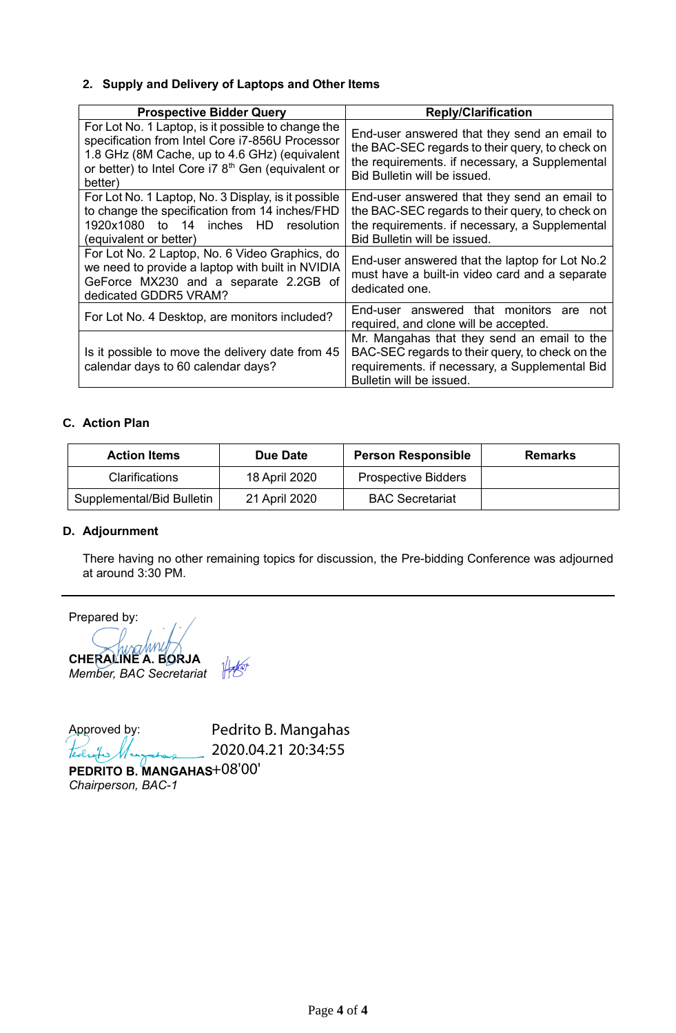### 2. Supply and Delivery of Laptops and Other Items

| Prospective Bidder Query | Reply/Clarification |
|---|---|
| For Lot No. 1 Laptop, is it possible to change the specification from Intel Core i7-856U Processor 1.8 GHz (8M Cache, up to 4.6 GHz) (equivalent or better) to Intel Core i7 8th Gen (equivalent or better) | End-user answered that they send an email to the BAC-SEC regards to their query, to check on the requirements. if necessary, a Supplemental Bid Bulletin will be issued. |
| For Lot No. 1 Laptop, No. 3 Display, is it possible to change the specification from 14 inches/FHD 1920x1080 to 14 inches HD resolution (equivalent or better) | End-user answered that they send an email to the BAC-SEC regards to their query, to check on the requirements. if necessary, a Supplemental Bid Bulletin will be issued. |
| For Lot No. 2 Laptop, No. 6 Video Graphics, do we need to provide a laptop with built in NVIDIA GeForce MX230 and a separate 2.2GB of dedicated GDDR5 VRAM? | End-user answered that the laptop for Lot No.2 must have a built-in video card and a separate dedicated one. |
| For Lot No. 4 Desktop, are monitors included? | End-user answered that monitors are not required, and clone will be accepted. |
| Is it possible to move the delivery date from 45 calendar days to 60 calendar days? | Mr. Mangahas that they send an email to the BAC-SEC regards to their query, to check on the requirements. if necessary, a Supplemental Bid Bulletin will be issued. |

## C. Action Plan

| Action Items | Due Date | Person Responsible | Remarks |
|---|---|---|---|
| Clarifications | 18 April 2020 | Prospective Bidders | |
| Supplemental/Bid Bulletin | 21 April 2020 | BAC Secretariat | |

## D. Adjournment

There having no other remaining topics for discussion, the Pre-bidding Conference was adjourned at around 3:30 PM.

---

Prepared by:

**CHERALINE A. BORJA**
*Member, BAC Secretariat*

Approved by:

Pedrito B. Mangahas
2020.04.21 20:34:55 +08'00'

**PEDRITO B. MANGAHAS**
*Chairperson, BAC-1*